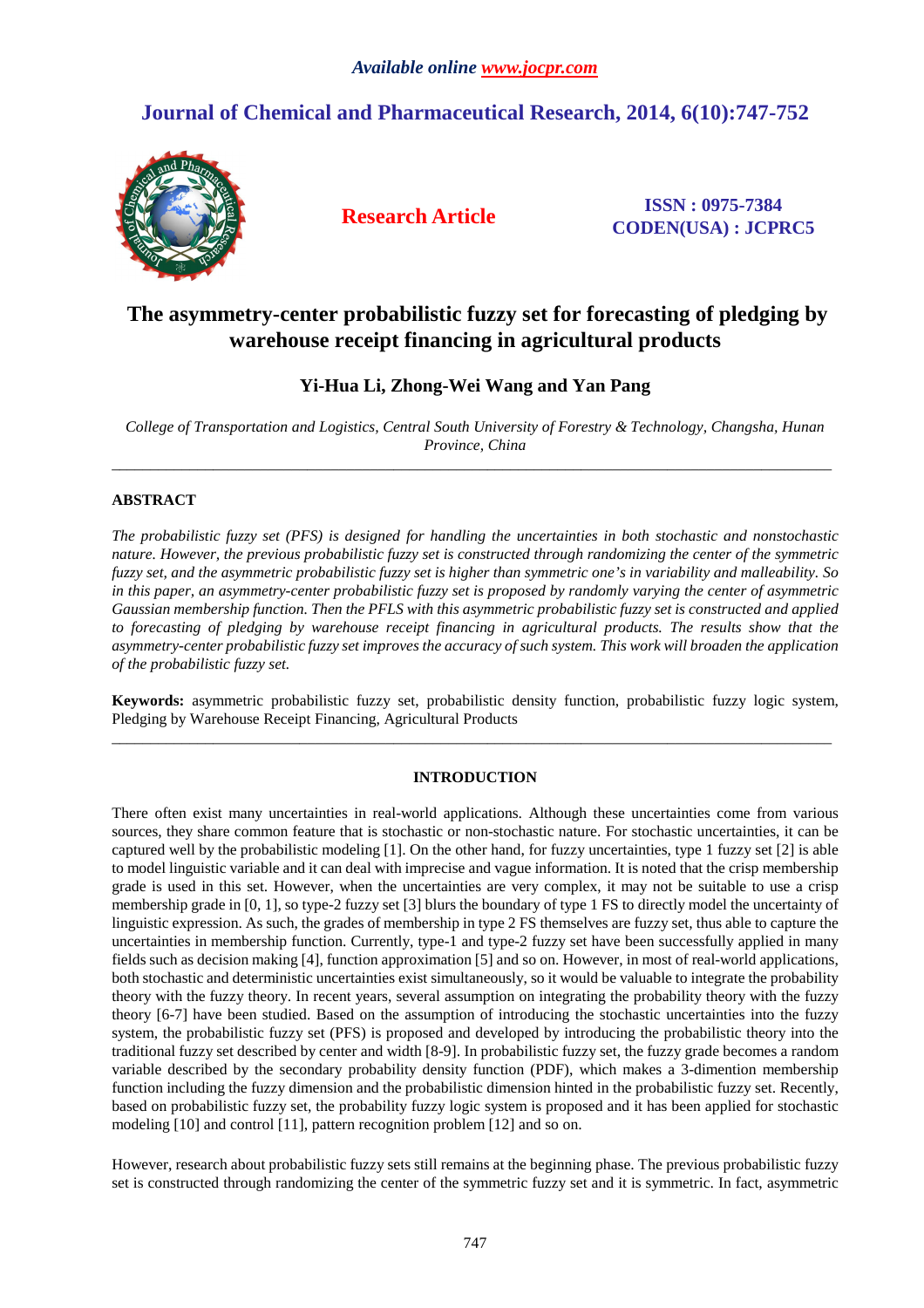*Available online www.jocpr.com*

## Journal of Chemical and Pharmaceutical Research, 2014, 6(10):747-752

**Research Article**

**ISSN : 0975-7384**
**CODEN(USA) : JCPRC5**

# The asymmetry-center probabilistic fuzzy set for forecasting of pledging by warehouse receipt financing in agricultural products

**Yi-Hua Li, Zhong-Wei Wang and Yan Pang**

*College of Transportation and Logistics, Central South University of Forestry & Technology, Changsha, Hunan Province, China*

---

## ABSTRACT

*The probabilistic fuzzy set (PFS) is designed for handling the uncertainties in both stochastic and nonstochastic nature. However, the previous probabilistic fuzzy set is constructed through randomizing the center of the symmetric fuzzy set, and the asymmetric probabilistic fuzzy set is higher than symmetric one's in variability and malleability. So in this paper, an asymmetry-center probabilistic fuzzy set is proposed by randomly varying the center of asymmetric Gaussian membership function. Then the PFLS with this asymmetric probabilistic fuzzy set is constructed and applied to forecasting of pledging by warehouse receipt financing in agricultural products. The results show that the asymmetry-center probabilistic fuzzy set improves the accuracy of such system. This work will broaden the application of the probabilistic fuzzy set.*

**Keywords:** asymmetric probabilistic fuzzy set, probabilistic density function, probabilistic fuzzy logic system, Pledging by Warehouse Receipt Financing, Agricultural Products

---

## INTRODUCTION

There often exist many uncertainties in real-world applications. Although these uncertainties come from various sources, they share common feature that is stochastic or non-stochastic nature. For stochastic uncertainties, it can be captured well by the probabilistic modeling [1]. On the other hand, for fuzzy uncertainties, type 1 fuzzy set [2] is able to model linguistic variable and it can deal with imprecise and vague information. It is noted that the crisp membership grade is used in this set. However, when the uncertainties are very complex, it may not be suitable to use a crisp membership grade in [0, 1], so type-2 fuzzy set [3] blurs the boundary of type 1 FS to directly model the uncertainty of linguistic expression. As such, the grades of membership in type 2 FS themselves are fuzzy set, thus able to capture the uncertainties in membership function. Currently, type-1 and type-2 fuzzy set have been successfully applied in many fields such as decision making [4], function approximation [5] and so on. However, in most of real-world applications, both stochastic and deterministic uncertainties exist simultaneously, so it would be valuable to integrate the probability theory with the fuzzy theory. In recent years, several assumption on integrating the probability theory with the fuzzy theory [6-7] have been studied. Based on the assumption of introducing the stochastic uncertainties into the fuzzy system, the probabilistic fuzzy set (PFS) is proposed and developed by introducing the probabilistic theory into the traditional fuzzy set described by center and width [8-9]. In probabilistic fuzzy set, the fuzzy grade becomes a random variable described by the secondary probability density function (PDF), which makes a 3-dimention membership function including the fuzzy dimension and the probabilistic dimension hinted in the probabilistic fuzzy set. Recently, based on probabilistic fuzzy set, the probability fuzzy logic system is proposed and it has been applied for stochastic modeling [10] and control [11], pattern recognition problem [12] and so on.

However, research about probabilistic fuzzy sets still remains at the beginning phase. The previous probabilistic fuzzy set is constructed through randomizing the center of the symmetric fuzzy set and it is symmetric. In fact, asymmetric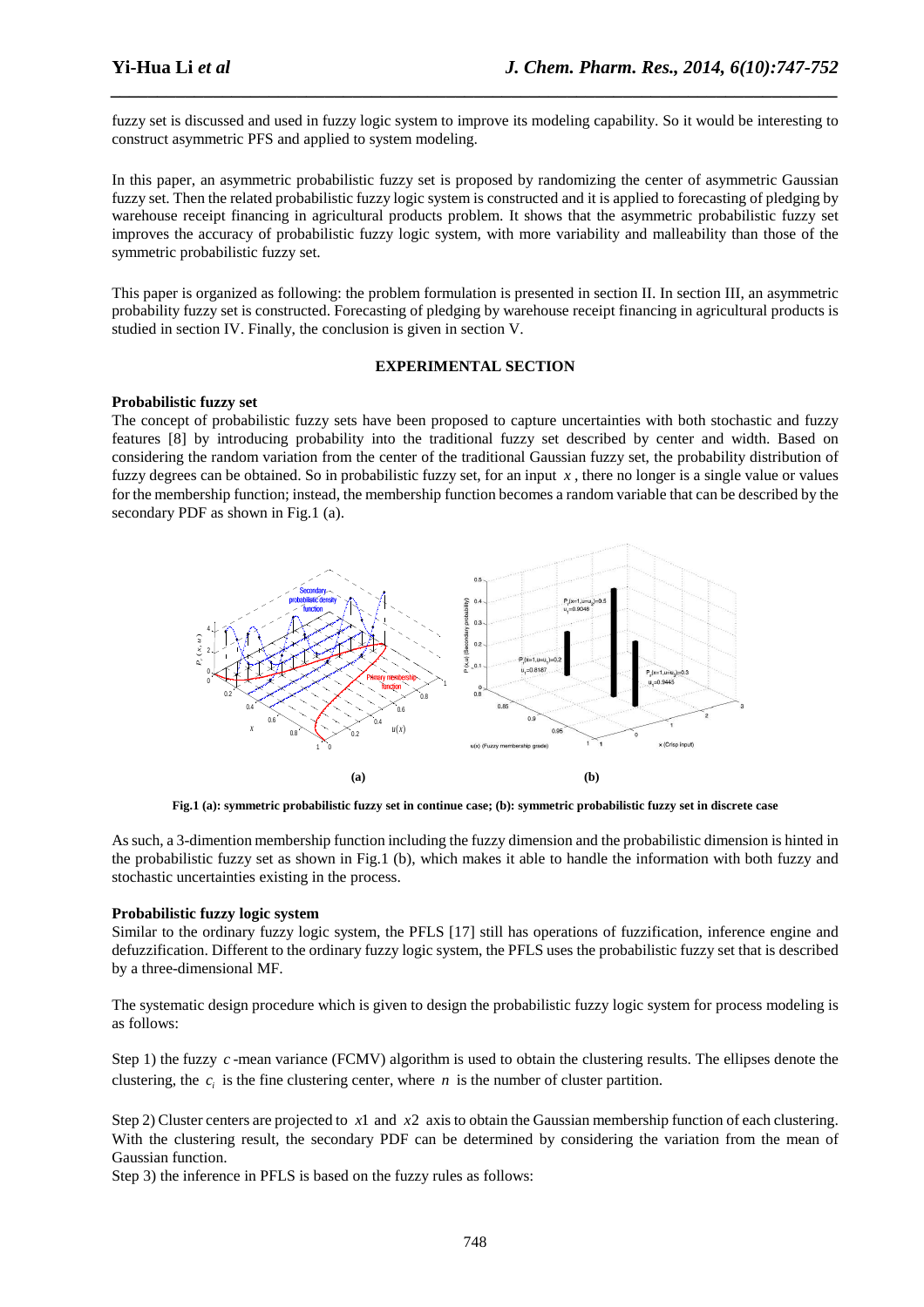fuzzy set is discussed and used in fuzzy logic system to improve its modeling capability. So it would be interesting to construct asymmetric PFS and applied to system modeling.

In this paper, an asymmetric probabilistic fuzzy set is proposed by randomizing the center of asymmetric Gaussian fuzzy set. Then the related probabilistic fuzzy logic system is constructed and it is applied to forecasting of pledging by warehouse receipt financing in agricultural products problem. It shows that the asymmetric probabilistic fuzzy set improves the accuracy of probabilistic fuzzy logic system, with more variability and malleability than those of the symmetric probabilistic fuzzy set.

This paper is organized as following: the problem formulation is presented in section II. In section III, an asymmetric probability fuzzy set is constructed. Forecasting of pledging by warehouse receipt financing in agricultural products is studied in section IV. Finally, the conclusion is given in section V.

## EXPERIMENTAL SECTION

### Probabilistic fuzzy set

The concept of probabilistic fuzzy sets have been proposed to capture uncertainties with both stochastic and fuzzy features [8] by introducing probability into the traditional fuzzy set described by center and width. Based on considering the random variation from the center of the traditional Gaussian fuzzy set, the probability distribution of fuzzy degrees can be obtained. So in probabilistic fuzzy set, for an input $x$, there no longer is a single value or values for the membership function; instead, the membership function becomes a random variable that can be described by the secondary PDF as shown in Fig.1 (a).

**Fig.1 (a): symmetric probabilistic fuzzy set in continue case; (b): symmetric probabilistic fuzzy set in discrete case**

As such, a 3-dimention membership function including the fuzzy dimension and the probabilistic dimension is hinted in the probabilistic fuzzy set as shown in Fig.1 (b), which makes it able to handle the information with both fuzzy and stochastic uncertainties existing in the process.

### Probabilistic fuzzy logic system

Similar to the ordinary fuzzy logic system, the PFLS [17] still has operations of fuzzification, inference engine and defuzzification. Different to the ordinary fuzzy logic system, the PFLS uses the probabilistic fuzzy set that is described by a three-dimensional MF.

The systematic design procedure which is given to design the probabilistic fuzzy logic system for process modeling is as follows:

Step 1) the fuzzy $c$-mean variance (FCMV) algorithm is used to obtain the clustering results. The ellipses denote the clustering, the $c_i$ is the fine clustering center, where $n$ is the number of cluster partition.

Step 2) Cluster centers are projected to $x1$ and $x2$ axis to obtain the Gaussian membership function of each clustering. With the clustering result, the secondary PDF can be determined by considering the variation from the mean of Gaussian function.

Step 3) the inference in PFLS is based on the fuzzy rules as follows: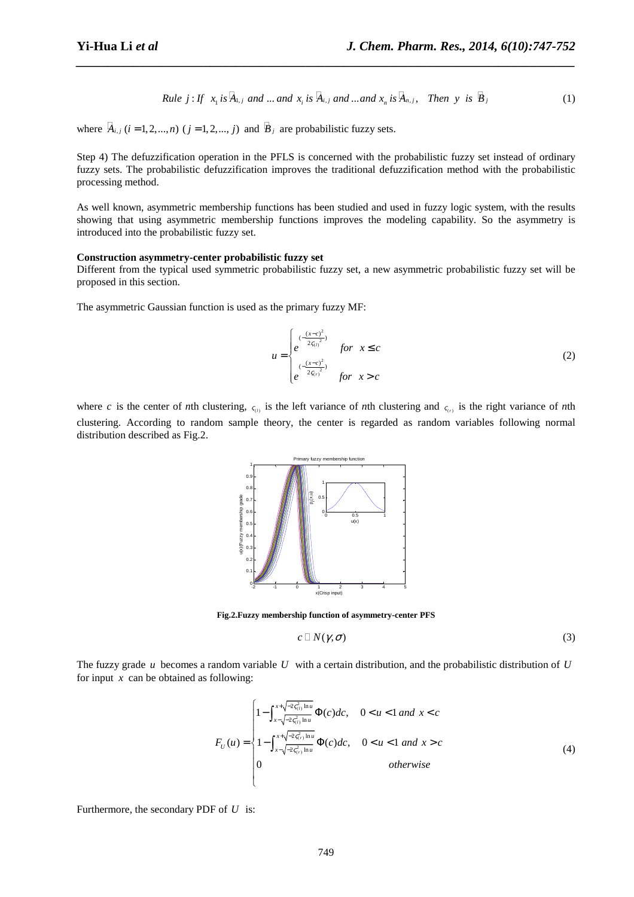$$Rule\ j: If\ \ x_1\ is\ \tilde{A}_{1,j}\ and\ ...\ and\ x_i\ is\ \tilde{A}_{i,j}\ and\ ...and\ x_n\ is\ \tilde{A}_{n,j},\ \ \ Then\ \ y\ \ is\ \ \tilde{B}_j \tag{1}$$

where $\tilde{A}_{i,j}$ $(i = 1, 2, ..., n)$ $(j = 1, 2, ..., j)$ and $\tilde{B}_j$ are probabilistic fuzzy sets.

Step 4) The defuzzification operation in the PFLS is concerned with the probabilistic fuzzy set instead of ordinary fuzzy sets. The probabilistic defuzzification improves the traditional defuzzification method with the probabilistic processing method.

As well known, asymmetric membership functions has been studied and used in fuzzy logic system, with the results showing that using asymmetric membership functions improves the modeling capability. So the asymmetry is introduced into the probabilistic fuzzy set.

**Construction asymmetry-center probabilistic fuzzy set**

Different from the typical used symmetric probabilistic fuzzy set, a new asymmetric probabilistic fuzzy set will be proposed in this section.

The asymmetric Gaussian function is used as the primary fuzzy MF:

$$u = \begin{cases} e^{(-\frac{(x-c)^2}{2\varsigma_{(l)}^2})} & for\ \ x \le c \\ e^{(-\frac{(x-c)^2}{2\varsigma_{(r)}^2})} & for\ \ x > c \end{cases} \tag{2}$$

where $c$ is the center of $n$th clustering, $\varsigma_{(l)}$ is the left variance of $n$th clustering and $\varsigma_{(r)}$ is the right variance of $n$th clustering. According to random sample theory, the center is regarded as random variables following normal distribution described as Fig.2.

**Fig.2.Fuzzy membership function of asymmetry-center PFS**

$$c \sim N(\gamma, \sigma) \tag{3}$$

The fuzzy grade $u$ becomes a random variable $U$ with a certain distribution, and the probabilistic distribution of $U$ for input $x$ can be obtained as following:

$$F_U(u) = \begin{cases} 1 - \int_{x-\sqrt{-2\varsigma_{(l)}^2 \ln u}}^{x+\sqrt{-2\varsigma_{(l)}^2 \ln u}} \Phi(c)dc, & 0 < u < 1\ and\ x < c \\ 1 - \int_{x-\sqrt{-2\varsigma_{(r)}^2 \ln u}}^{x+\sqrt{-2\varsigma_{(r)}^2 \ln u}} \Phi(c)dc, & 0 < u < 1\ and\ x > c \\ 0 & otherwise \end{cases} \tag{4}$$

Furthermore, the secondary PDF of $U$ is: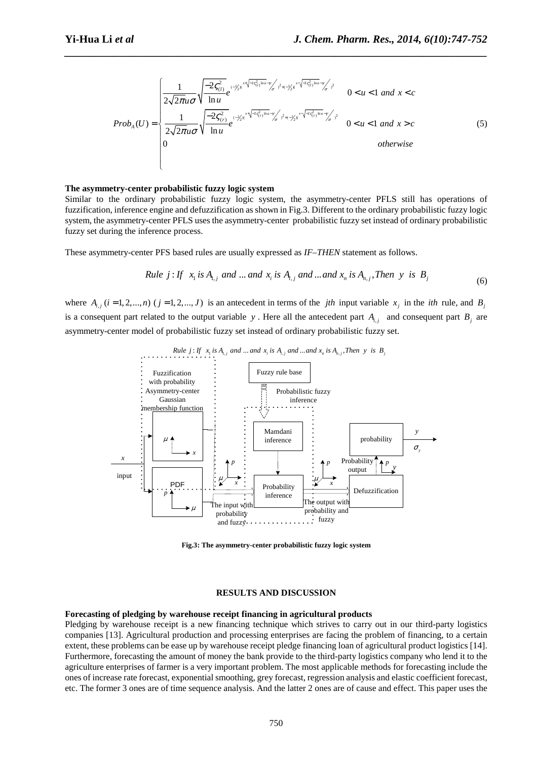$$
Prob_A(U) = \begin{cases} \dfrac{1}{2\sqrt{2\pi}u\sigma}\sqrt{\dfrac{-2\varsigma_{(l)}^2}{\ln u}}e^{(-\frac{1}{2})(\frac{x+\sqrt{-2\varsigma_{(l)}^2\ln u}-\gamma}{\sigma})^2+(-\frac{1}{2})(\frac{x-\sqrt{-2\varsigma_{(l)}^2\ln u}-\gamma}{\sigma})^2} & 0<u<1 \text{ and } x<c \\ \dfrac{1}{2\sqrt{2\pi}u\sigma}\sqrt{\dfrac{-2\varsigma_{(r)}^2}{\ln u}}e^{(-\frac{1}{2})(\frac{x+\sqrt{-2\varsigma_{(r)}^2\ln u}-\gamma}{\sigma})^2+(-\frac{1}{2})(\frac{x-\sqrt{-2\varsigma_{(r)}^2\ln u}-\gamma}{\sigma})^2} & 0<u<1 \text{ and } x>c \\ 0 & \text{otherwise} \end{cases} \tag{5}
$$

**The asymmetry-center probabilistic fuzzy logic system**

Similar to the ordinary probabilistic fuzzy logic system, the asymmetry-center PFLS still has operations of fuzzification, inference engine and defuzzification as shown in Fig.3. Different to the ordinary probabilistic fuzzy logic system, the asymmetry-center PFLS uses the asymmetry-center probabilistic fuzzy set instead of ordinary probabilistic fuzzy set during the inference process.

These asymmetry-center PFS based rules are usually expressed as *IF–THEN* statement as follows.

$$
Rule\ j: If\ \ x_1\ is\ A_{1,j}\ and\ ...\ and\ x_i\ is\ A_{i,j}\ and\ ...\ and\ x_n\ is\ A_{n,j}, Then\ \ y\ \ is\ \ B_j \tag{6}
$$

where $A_{i,j}\ (i = 1, 2, ..., n)\ (j = 1, 2, ..., J)$ is an antecedent in terms of the *jth* input variable $x_j$ in the *ith* rule, and $B_j$ is a consequent part related to the output variable $y$. Here all the antecedent part $A_{i,j}$ and consequent part $B_j$ are asymmetry-center model of probabilistic fuzzy set instead of ordinary probabilistic fuzzy set.

$Rule\ j: If\ \ x_1\ is\ A_{1,j}\ and\ ...\ and\ x_i\ is\ A_{i,j}\ and\ ...\ and\ x_n\ is\ A_{n,j}, Then\ \ y\ \ is\ \ B_j$

Fuzzification with probability Asymmetry-center Gaussian membership function | Fuzzy rule base | Probabilistic fuzzy inference | Mamdani inference | Probability inference | probability | Defuzzification | PDF | input | The input with probability and fuzzy | The output with probability and fuzzy | Probability output

**Fig.3: The asymmetry-center probabilistic fuzzy logic system**

## RESULTS AND DISCUSSION

**Forecasting of pledging by warehouse receipt financing in agricultural products**

Pledging by warehouse receipt is a new financing technique which strives to carry out in our third-party logistics companies [13]. Agricultural production and processing enterprises are facing the problem of financing, to a certain extent, these problems can be ease up by warehouse receipt pledge financing loan of agricultural product logistics [14]. Furthermore, forecasting the amount of money the bank provide to the third-party logistics company who lend it to the agriculture enterprises of farmer is a very important problem. The most applicable methods for forecasting include the ones of increase rate forecast, exponential smoothing, grey forecast, regression analysis and elastic coefficient forecast, etc. The former 3 ones are of time sequence analysis. And the latter 2 ones are of cause and effect. This paper uses the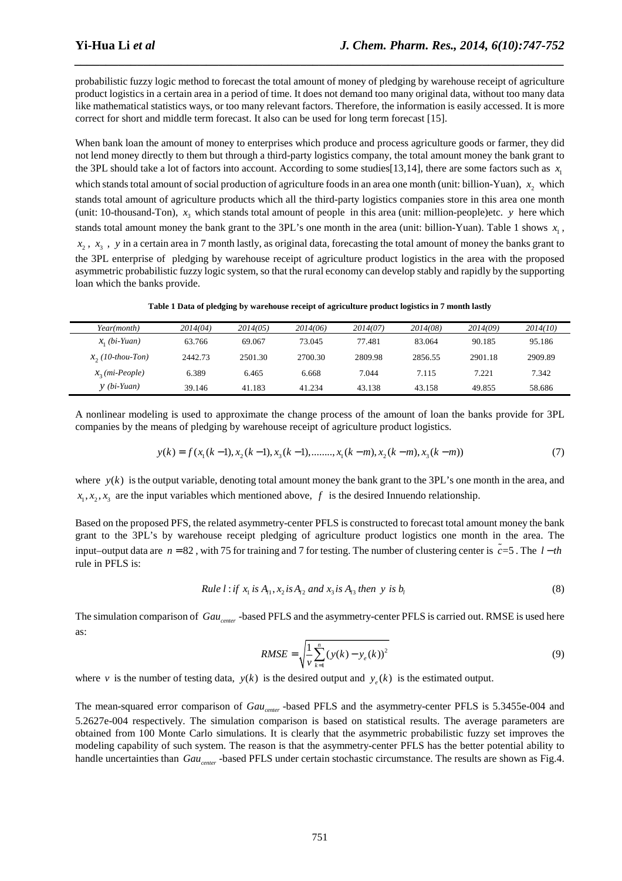probabilistic fuzzy logic method to forecast the total amount of money of pledging by warehouse receipt of agriculture product logistics in a certain area in a period of time. It does not demand too many original data, without too many data like mathematical statistics ways, or too many relevant factors. Therefore, the information is easily accessed. It is more correct for short and middle term forecast. It also can be used for long term forecast [15].

When bank loan the amount of money to enterprises which produce and process agriculture goods or farmer, they did not lend money directly to them but through a third-party logistics company, the total amount money the bank grant to the 3PL should take a lot of factors into account. According to some studies[13,14], there are some factors such as $x_1$ which stands total amount of social production of agriculture foods in an area one month (unit: billion-Yuan), $x_2$ which stands total amount of agriculture products which all the third-party logistics companies store in this area one month (unit: 10-thousand-Ton), $x_3$ which stands total amount of people in this area (unit: million-people)etc. $y$ here which stands total amount money the bank grant to the 3PL's one month in the area (unit: billion-Yuan). Table 1 shows $x_1$, $x_2$, $x_3$, $y$ in a certain area in 7 month lastly, as original data, forecasting the total amount of money the banks grant to the 3PL enterprise of pledging by warehouse receipt of agriculture product logistics in the area with the proposed asymmetric probabilistic fuzzy logic system, so that the rural economy can develop stably and rapidly by the supporting loan which the banks provide.

**Table 1 Data of pledging by warehouse receipt of agriculture product logistics in 7 month lastly**

| *Year(month)* | *2014(04)* | *2014(05)* | *2014(06)* | *2014(07)* | *2014(08)* | *2014(09)* | *2014(10)* |
|---|---|---|---|---|---|---|---|
| $x_1$ *(bi-Yuan)* | 63.766 | 69.067 | 73.045 | 77.481 | 83.064 | 90.185 | 95.186 |
| $x_2$ *(10-thou-Ton)* | 2442.73 | 2501.30 | 2700.30 | 2809.98 | 2856.55 | 2901.18 | 2909.89 |
| $x_3$ *(mi-People)* | 6.389 | 6.465 | 6.668 | 7.044 | 7.115 | 7.221 | 7.342 |
| $y$ *(bi-Yuan)* | 39.146 | 41.183 | 41.234 | 43.138 | 43.158 | 49.855 | 58.686 |

A nonlinear modeling is used to approximate the change process of the amount of loan the banks provide for 3PL companies by the means of pledging by warehouse receipt of agriculture product logistics.

$$y(k) = f(x_1(k-1), x_2(k-1), x_3(k-1), ........, x_1(k-m), x_2(k-m), x_3(k-m)) \tag{7}$$

where $y(k)$ is the output variable, denoting total amount money the bank grant to the 3PL's one month in the area, and $x_1, x_2, x_3$ are the input variables which mentioned above, $f$ is the desired Innuendo relationship.

Based on the proposed PFS, the related asymmetry-center PFLS is constructed to forecast total amount money the bank grant to the 3PL's by warehouse receipt pledging of agriculture product logistics one month in the area. The input–output data are $n = 82$, with 75 for training and 7 for testing. The number of clustering center is $\tilde{c}=5$. The $l-th$ rule in PFLS is:

$$Rule\ l: if\ x_1\ is\ A_{l1}, x_2\ is\ A_{l2}\ and\ x_3\ is\ A_{l3}\ then\ y\ is\ b_l \tag{8}$$

The simulation comparison of $Gau_{center}$ -based PFLS and the asymmetry-center PFLS is carried out. RMSE is used here as:

$$RMSE = \sqrt{\frac{1}{v}\sum_{k=1}^{n}(y(k) - y_e(k))^2} \tag{9}$$

where $v$ is the number of testing data, $y(k)$ is the desired output and $y_e(k)$ is the estimated output.

The mean-squared error comparison of $Gau_{center}$ -based PFLS and the asymmetry-center PFLS is 5.3455e-004 and 5.2627e-004 respectively. The simulation comparison is based on statistical results. The average parameters are obtained from 100 Monte Carlo simulations. It is clearly that the asymmetric probabilistic fuzzy set improves the modeling capability of such system. The reason is that the asymmetry-center PFLS has the better potential ability to handle uncertainties than $Gau_{center}$ -based PFLS under certain stochastic circumstance. The results are shown as Fig.4.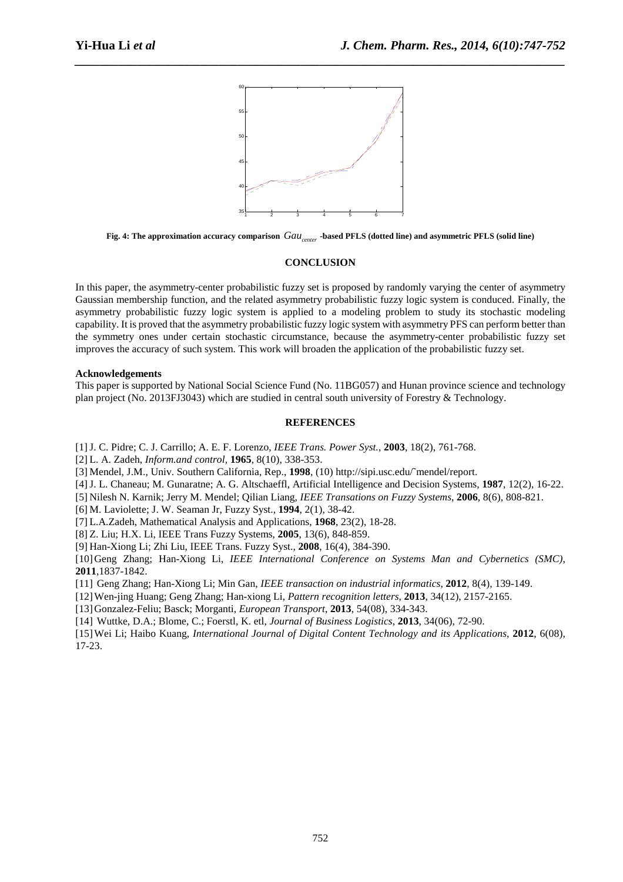60

55

50

45

40

35

1 2 3 4 5 6 7

**Fig. 4: The approximation accuracy comparison $Gau_{center}$ -based PFLS (dotted line) and asymmetric PFLS (solid line)**

## CONCLUSION

In this paper, the asymmetry-center probabilistic fuzzy set is proposed by randomly varying the center of asymmetry Gaussian membership function, and the related asymmetry probabilistic fuzzy logic system is conduced. Finally, the asymmetry probabilistic fuzzy logic system is applied to a modeling problem to study its stochastic modeling capability. It is proved that the asymmetry probabilistic fuzzy logic system with asymmetry PFS can perform better than the symmetry ones under certain stochastic circumstance, because the asymmetry-center probabilistic fuzzy set improves the accuracy of such system. This work will broaden the application of the probabilistic fuzzy set.

**Acknowledgements**

This paper is supported by National Social Science Fund (No. 11BG057) and Hunan province science and technology plan project (No. 2013FJ3043) which are studied in central south university of Forestry & Technology.

## REFERENCES

[1] J. C. Pidre; C. J. Carrillo; A. E. F. Lorenzo, *IEEE Trans. Power Syst.*, **2003**, 18(2), 761-768.

[2] L. A. Zadeh, *Inform.and control*, **1965**, 8(10), 338-353.

[3] Mendel, J.M., Univ. Southern California, Rep., **1998**, (10) http://sipi.usc.edu/˜mendel/report.

[4] J. L. Chaneau; M. Gunaratne; A. G. Altschaeffl, Artificial Intelligence and Decision Systems, **1987**, 12(2), 16-22.

[5] Nilesh N. Karnik; Jerry M. Mendel; Qilian Liang, *IEEE Transations on Fuzzy Systems*, **2006**, 8(6), 808-821.

[6] M. Laviolette; J. W. Seaman Jr, Fuzzy Syst., **1994**, 2(1), 38-42.

[7] L.A.Zadeh, Mathematical Analysis and Applications, **1968**, 23(2), 18-28.

[8] Z. Liu; H.X. Li, IEEE Trans Fuzzy Systems, **2005**, 13(6), 848-859.

[9] Han-Xiong Li; Zhi Liu, IEEE Trans. Fuzzy Syst., **2008**, 16(4), 384-390.

[10] Geng Zhang; Han-Xiong Li, *IEEE International Conference on Systems Man and Cybernetics (SMC)*, **2011**,1837-1842.

[11] Geng Zhang; Han-Xiong Li; Min Gan, *IEEE transaction on industrial informatics*, **2012**, 8(4), 139-149.

[12] Wen-jing Huang; Geng Zhang; Han-xiong Li, *Pattern recognition letters*, **2013**, 34(12), 2157-2165.

[13] Gonzalez-Feliu; Basck; Morganti, *European Transport*, **2013**, 54(08), 334-343.

[14] Wuttke, D.A.; Blome, C.; Foerstl, K. etl, *Journal of Business Logistics*, **2013**, 34(06), 72-90.

[15] Wei Li; Haibo Kuang, *International Journal of Digital Content Technology and its Applications*, **2012**, 6(08), 17-23.